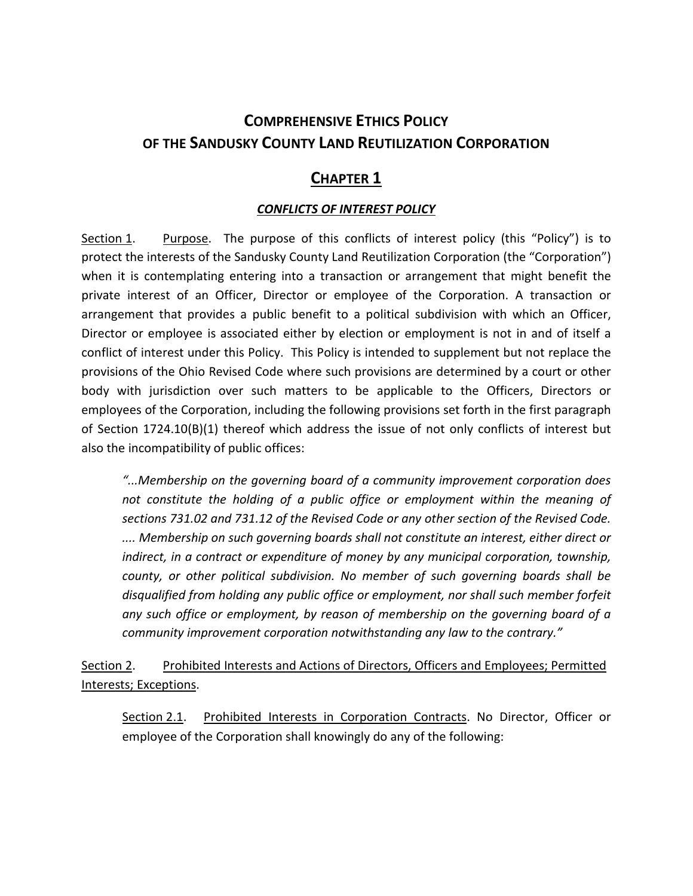# **COMPREHENSIVE ETHICS POLICY OF THE SANDUSKY COUNTY LAND REUTILIZATION CORPORATION**

## **CHAPTER 1**

### ***CONFLICTS OF INTEREST POLICY***

Section 1. Purpose. The purpose of this conflicts of interest policy (this "Policy") is to protect the interests of the Sandusky County Land Reutilization Corporation (the "Corporation") when it is contemplating entering into a transaction or arrangement that might benefit the private interest of an Officer, Director or employee of the Corporation. A transaction or arrangement that provides a public benefit to a political subdivision with which an Officer, Director or employee is associated either by election or employment is not in and of itself a conflict of interest under this Policy. This Policy is intended to supplement but not replace the provisions of the Ohio Revised Code where such provisions are determined by a court or other body with jurisdiction over such matters to be applicable to the Officers, Directors or employees of the Corporation, including the following provisions set forth in the first paragraph of Section 1724.10(B)(1) thereof which address the issue of not only conflicts of interest but also the incompatibility of public offices:

> *"...Membership on the governing board of a community improvement corporation does not constitute the holding of a public office or employment within the meaning of sections 731.02 and 731.12 of the Revised Code or any other section of the Revised Code. .... Membership on such governing boards shall not constitute an interest, either direct or indirect, in a contract or expenditure of money by any municipal corporation, township, county, or other political subdivision. No member of such governing boards shall be disqualified from holding any public office or employment, nor shall such member forfeit any such office or employment, by reason of membership on the governing board of a community improvement corporation notwithstanding any law to the contrary."*

Section 2. Prohibited Interests and Actions of Directors, Officers and Employees; Permitted Interests; Exceptions.

> Section 2.1. Prohibited Interests in Corporation Contracts. No Director, Officer or employee of the Corporation shall knowingly do any of the following: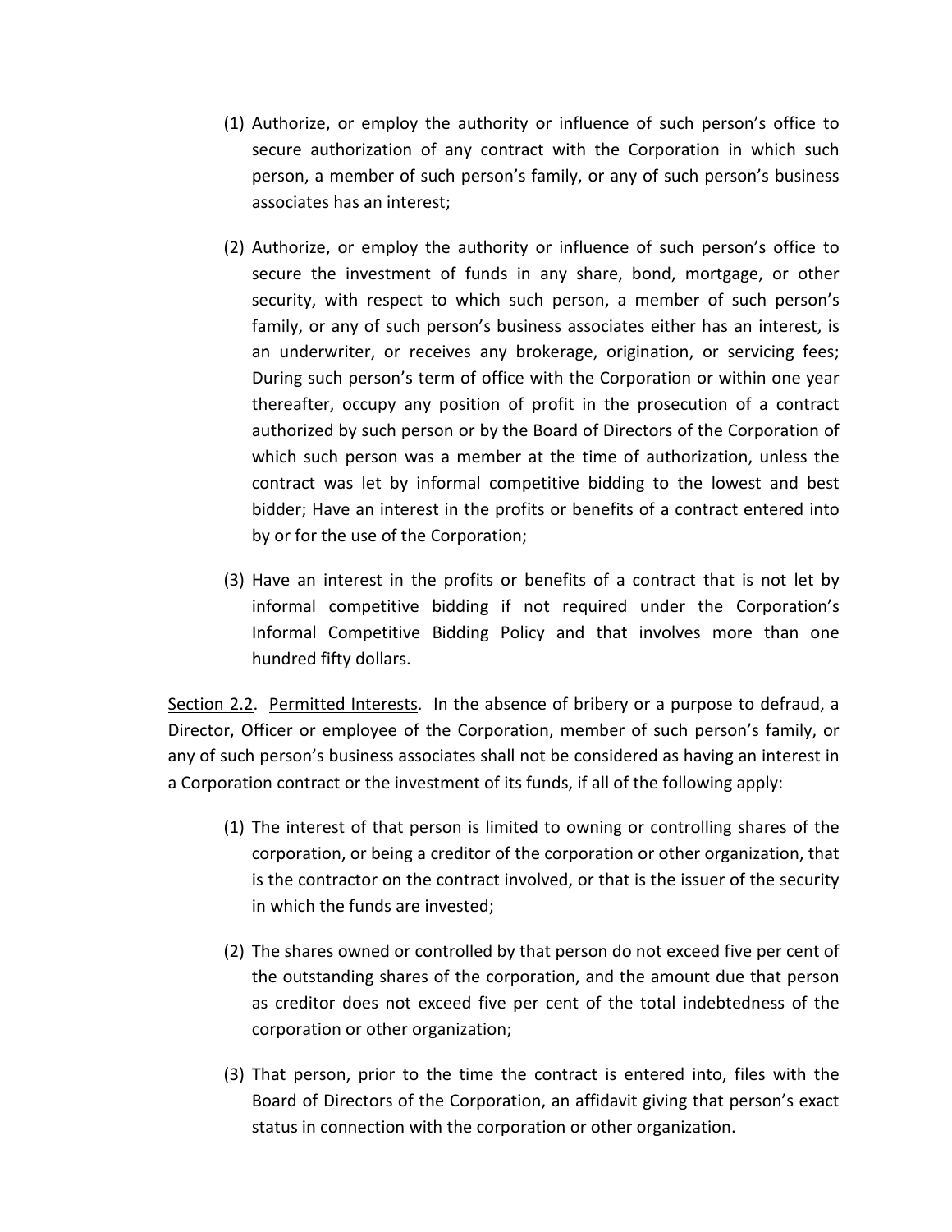(1) Authorize, or employ the authority or influence of such person's office to secure authorization of any contract with the Corporation in which such person, a member of such person's family, or any of such person's business associates has an interest;

(2) Authorize, or employ the authority or influence of such person's office to secure the investment of funds in any share, bond, mortgage, or other security, with respect to which such person, a member of such person's family, or any of such person's business associates either has an interest, is an underwriter, or receives any brokerage, origination, or servicing fees; During such person's term of office with the Corporation or within one year thereafter, occupy any position of profit in the prosecution of a contract authorized by such person or by the Board of Directors of the Corporation of which such person was a member at the time of authorization, unless the contract was let by informal competitive bidding to the lowest and best bidder; Have an interest in the profits or benefits of a contract entered into by or for the use of the Corporation;

(3) Have an interest in the profits or benefits of a contract that is not let by informal competitive bidding if not required under the Corporation's Informal Competitive Bidding Policy and that involves more than one hundred fifty dollars.

Section 2.2. Permitted Interests. In the absence of bribery or a purpose to defraud, a Director, Officer or employee of the Corporation, member of such person's family, or any of such person's business associates shall not be considered as having an interest in a Corporation contract or the investment of its funds, if all of the following apply:

(1) The interest of that person is limited to owning or controlling shares of the corporation, or being a creditor of the corporation or other organization, that is the contractor on the contract involved, or that is the issuer of the security in which the funds are invested;

(2) The shares owned or controlled by that person do not exceed five per cent of the outstanding shares of the corporation, and the amount due that person as creditor does not exceed five per cent of the total indebtedness of the corporation or other organization;

(3) That person, prior to the time the contract is entered into, files with the Board of Directors of the Corporation, an affidavit giving that person's exact status in connection with the corporation or other organization.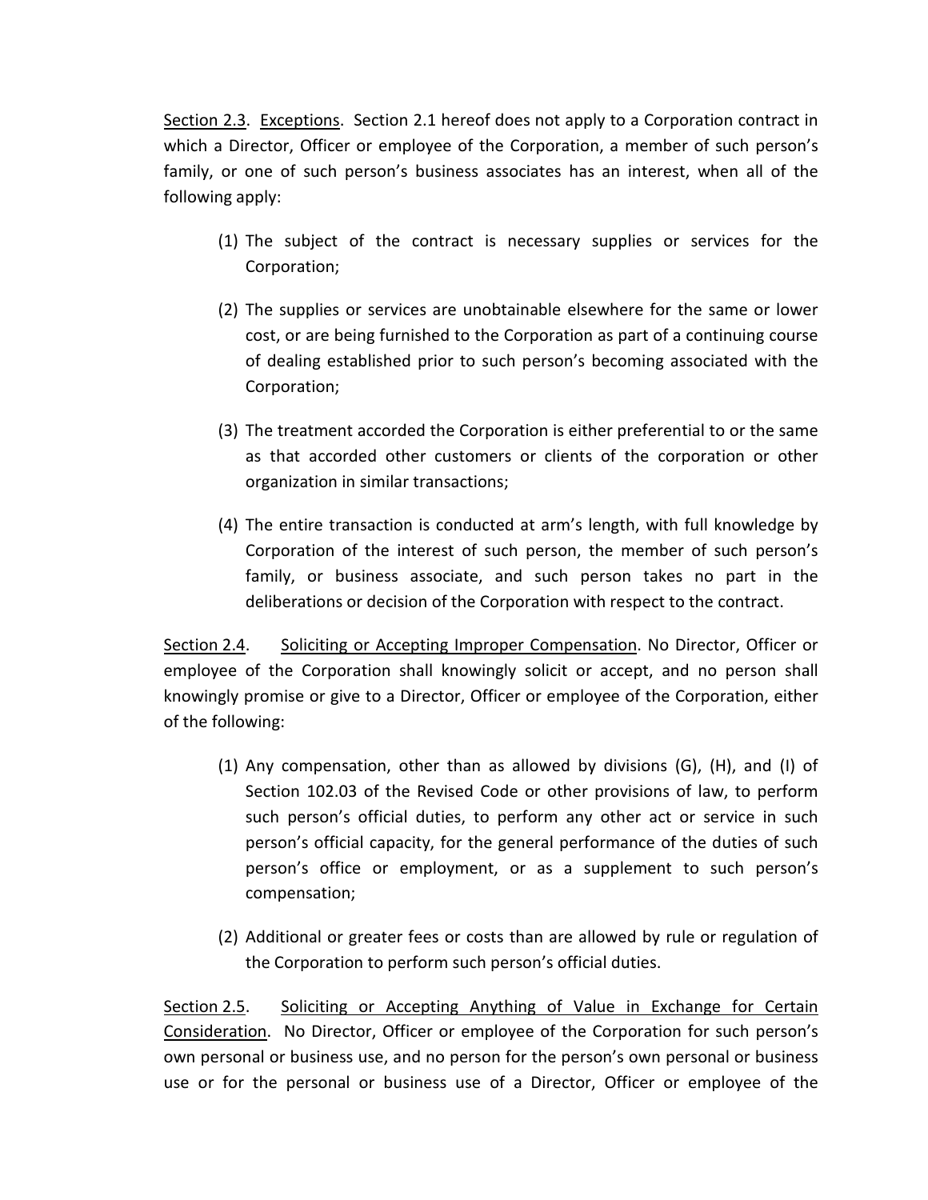Section 2.3. Exceptions. Section 2.1 hereof does not apply to a Corporation contract in which a Director, Officer or employee of the Corporation, a member of such person's family, or one of such person's business associates has an interest, when all of the following apply:

(1) The subject of the contract is necessary supplies or services for the Corporation;

(2) The supplies or services are unobtainable elsewhere for the same or lower cost, or are being furnished to the Corporation as part of a continuing course of dealing established prior to such person's becoming associated with the Corporation;

(3) The treatment accorded the Corporation is either preferential to or the same as that accorded other customers or clients of the corporation or other organization in similar transactions;

(4) The entire transaction is conducted at arm's length, with full knowledge by Corporation of the interest of such person, the member of such person's family, or business associate, and such person takes no part in the deliberations or decision of the Corporation with respect to the contract.

Section 2.4. Soliciting or Accepting Improper Compensation. No Director, Officer or employee of the Corporation shall knowingly solicit or accept, and no person shall knowingly promise or give to a Director, Officer or employee of the Corporation, either of the following:

(1) Any compensation, other than as allowed by divisions (G), (H), and (I) of Section 102.03 of the Revised Code or other provisions of law, to perform such person's official duties, to perform any other act or service in such person's official capacity, for the general performance of the duties of such person's office or employment, or as a supplement to such person's compensation;

(2) Additional or greater fees or costs than are allowed by rule or regulation of the Corporation to perform such person's official duties.

Section 2.5. Soliciting or Accepting Anything of Value in Exchange for Certain Consideration. No Director, Officer or employee of the Corporation for such person's own personal or business use, and no person for the person's own personal or business use or for the personal or business use of a Director, Officer or employee of the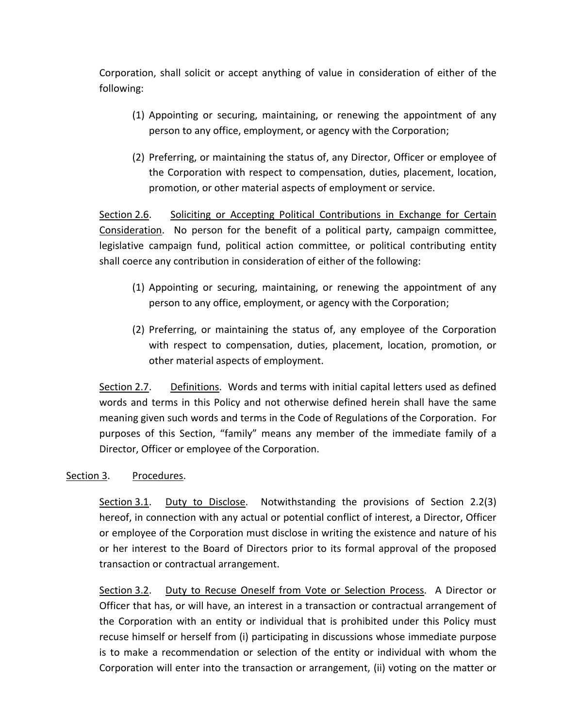Corporation, shall solicit or accept anything of value in consideration of either of the following:

(1) Appointing or securing, maintaining, or renewing the appointment of any person to any office, employment, or agency with the Corporation;

(2) Preferring, or maintaining the status of, any Director, Officer or employee of the Corporation with respect to compensation, duties, placement, location, promotion, or other material aspects of employment or service.

<u>Section 2.6</u>. <u>Soliciting or Accepting Political Contributions in Exchange for Certain Consideration</u>. No person for the benefit of a political party, campaign committee, legislative campaign fund, political action committee, or political contributing entity shall coerce any contribution in consideration of either of the following:

(1) Appointing or securing, maintaining, or renewing the appointment of any person to any office, employment, or agency with the Corporation;

(2) Preferring, or maintaining the status of, any employee of the Corporation with respect to compensation, duties, placement, location, promotion, or other material aspects of employment.

<u>Section 2.7</u>. <u>Definitions</u>. Words and terms with initial capital letters used as defined words and terms in this Policy and not otherwise defined herein shall have the same meaning given such words and terms in the Code of Regulations of the Corporation. For purposes of this Section, "family" means any member of the immediate family of a Director, Officer or employee of the Corporation.

<u>Section 3</u>. <u>Procedures</u>.

<u>Section 3.1</u>. <u>Duty to Disclose</u>. Notwithstanding the provisions of Section 2.2(3) hereof, in connection with any actual or potential conflict of interest, a Director, Officer or employee of the Corporation must disclose in writing the existence and nature of his or her interest to the Board of Directors prior to its formal approval of the proposed transaction or contractual arrangement.

<u>Section 3.2</u>. <u>Duty to Recuse Oneself from Vote or Selection Process</u>. A Director or Officer that has, or will have, an interest in a transaction or contractual arrangement of the Corporation with an entity or individual that is prohibited under this Policy must recuse himself or herself from (i) participating in discussions whose immediate purpose is to make a recommendation or selection of the entity or individual with whom the Corporation will enter into the transaction or arrangement, (ii) voting on the matter or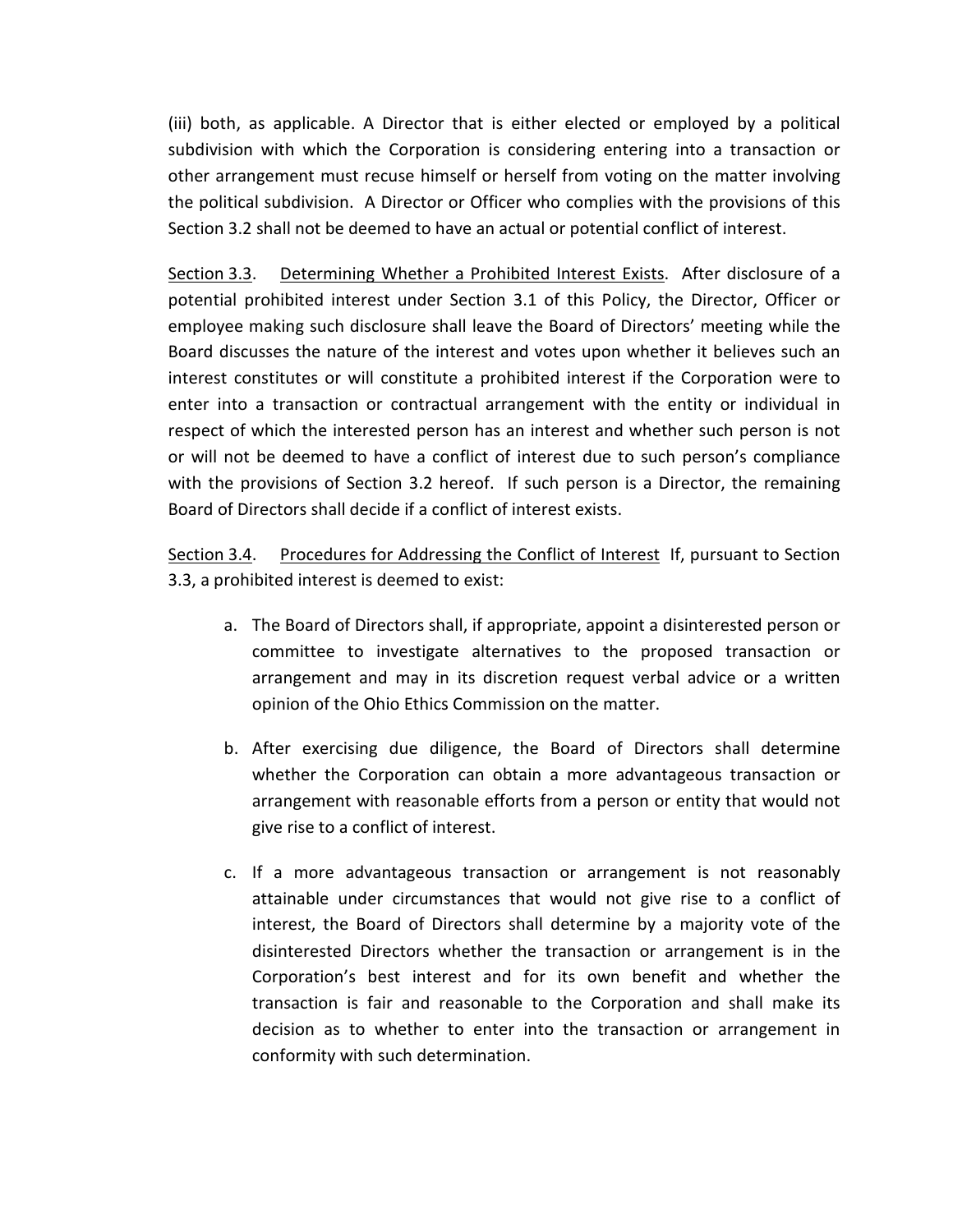(iii) both, as applicable. A Director that is either elected or employed by a political subdivision with which the Corporation is considering entering into a transaction or other arrangement must recuse himself or herself from voting on the matter involving the political subdivision. A Director or Officer who complies with the provisions of this Section 3.2 shall not be deemed to have an actual or potential conflict of interest.

<u>Section 3.3</u>. <u>Determining Whether a Prohibited Interest Exists</u>. After disclosure of a potential prohibited interest under Section 3.1 of this Policy, the Director, Officer or employee making such disclosure shall leave the Board of Directors' meeting while the Board discusses the nature of the interest and votes upon whether it believes such an interest constitutes or will constitute a prohibited interest if the Corporation were to enter into a transaction or contractual arrangement with the entity or individual in respect of which the interested person has an interest and whether such person is not or will not be deemed to have a conflict of interest due to such person's compliance with the provisions of Section 3.2 hereof. If such person is a Director, the remaining Board of Directors shall decide if a conflict of interest exists.

<u>Section 3.4</u>. <u>Procedures for Addressing the Conflict of Interest</u> If, pursuant to Section 3.3, a prohibited interest is deemed to exist:

a. The Board of Directors shall, if appropriate, appoint a disinterested person or committee to investigate alternatives to the proposed transaction or arrangement and may in its discretion request verbal advice or a written opinion of the Ohio Ethics Commission on the matter.

b. After exercising due diligence, the Board of Directors shall determine whether the Corporation can obtain a more advantageous transaction or arrangement with reasonable efforts from a person or entity that would not give rise to a conflict of interest.

c. If a more advantageous transaction or arrangement is not reasonably attainable under circumstances that would not give rise to a conflict of interest, the Board of Directors shall determine by a majority vote of the disinterested Directors whether the transaction or arrangement is in the Corporation's best interest and for its own benefit and whether the transaction is fair and reasonable to the Corporation and shall make its decision as to whether to enter into the transaction or arrangement in conformity with such determination.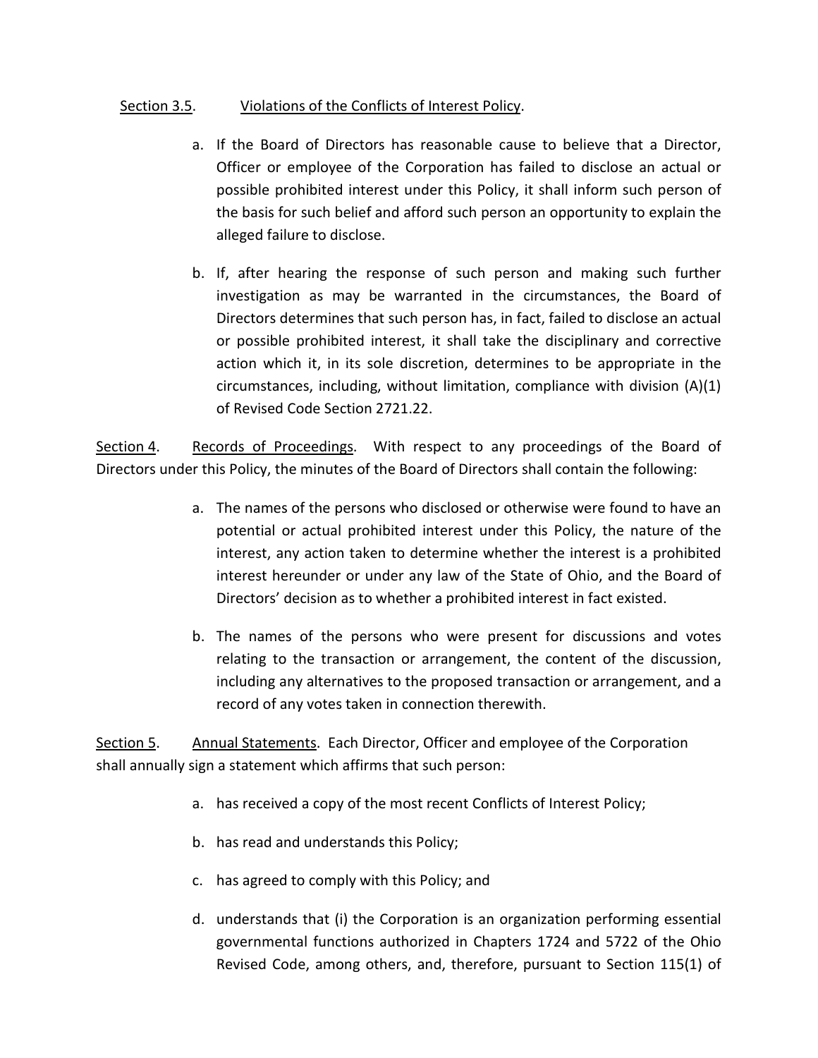Section 3.5. Violations of the Conflicts of Interest Policy.

a. If the Board of Directors has reasonable cause to believe that a Director, Officer or employee of the Corporation has failed to disclose an actual or possible prohibited interest under this Policy, it shall inform such person of the basis for such belief and afford such person an opportunity to explain the alleged failure to disclose.

b. If, after hearing the response of such person and making such further investigation as may be warranted in the circumstances, the Board of Directors determines that such person has, in fact, failed to disclose an actual or possible prohibited interest, it shall take the disciplinary and corrective action which it, in its sole discretion, determines to be appropriate in the circumstances, including, without limitation, compliance with division (A)(1) of Revised Code Section 2721.22.

Section 4. Records of Proceedings. With respect to any proceedings of the Board of Directors under this Policy, the minutes of the Board of Directors shall contain the following:

a. The names of the persons who disclosed or otherwise were found to have an potential or actual prohibited interest under this Policy, the nature of the interest, any action taken to determine whether the interest is a prohibited interest hereunder or under any law of the State of Ohio, and the Board of Directors' decision as to whether a prohibited interest in fact existed.

b. The names of the persons who were present for discussions and votes relating to the transaction or arrangement, the content of the discussion, including any alternatives to the proposed transaction or arrangement, and a record of any votes taken in connection therewith.

Section 5. Annual Statements. Each Director, Officer and employee of the Corporation shall annually sign a statement which affirms that such person:

a. has received a copy of the most recent Conflicts of Interest Policy;

b. has read and understands this Policy;

c. has agreed to comply with this Policy; and

d. understands that (i) the Corporation is an organization performing essential governmental functions authorized in Chapters 1724 and 5722 of the Ohio Revised Code, among others, and, therefore, pursuant to Section 115(1) of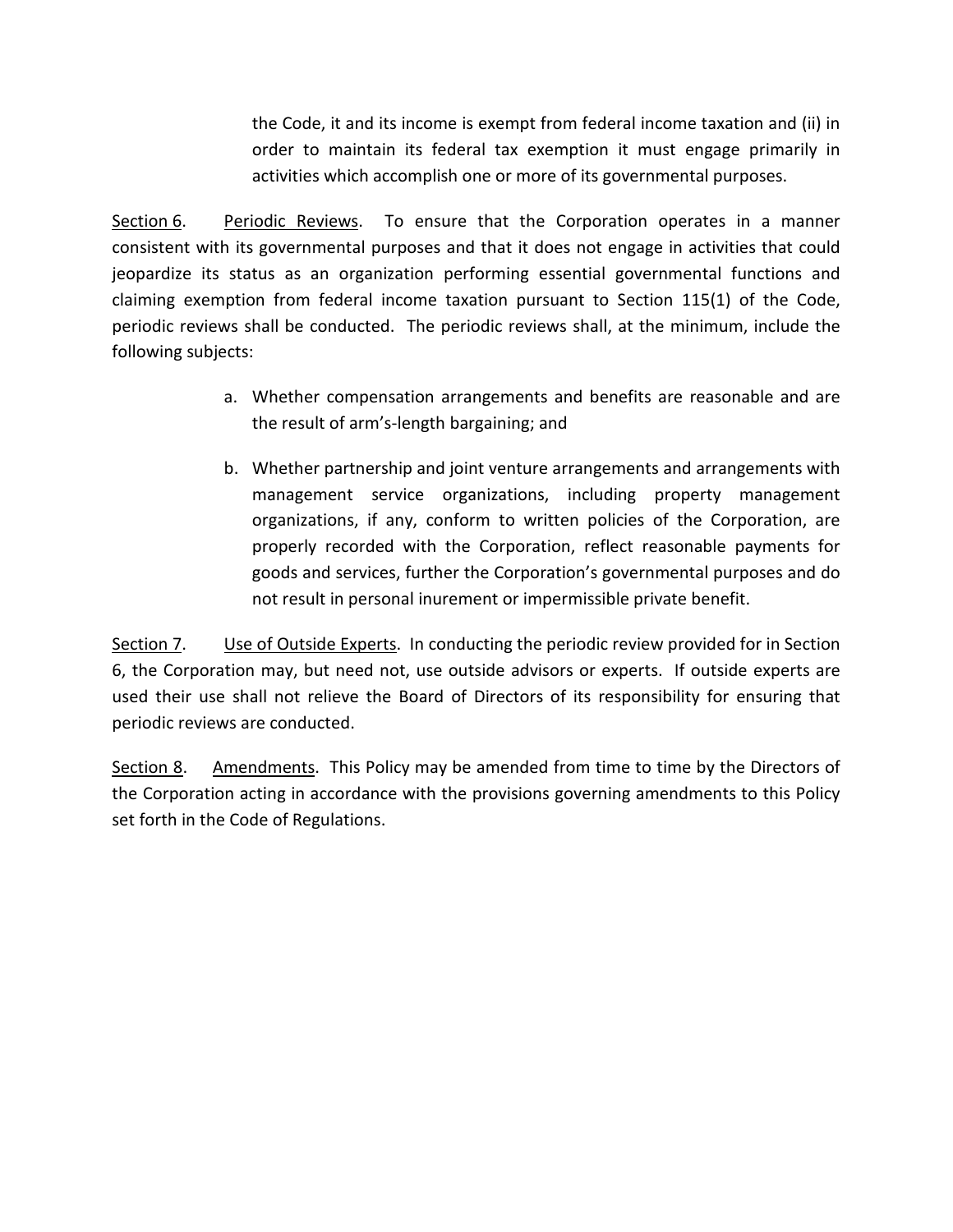the Code, it and its income is exempt from federal income taxation and (ii) in order to maintain its federal tax exemption it must engage primarily in activities which accomplish one or more of its governmental purposes.

Section 6. Periodic Reviews. To ensure that the Corporation operates in a manner consistent with its governmental purposes and that it does not engage in activities that could jeopardize its status as an organization performing essential governmental functions and claiming exemption from federal income taxation pursuant to Section 115(1) of the Code, periodic reviews shall be conducted. The periodic reviews shall, at the minimum, include the following subjects:

a. Whether compensation arrangements and benefits are reasonable and are the result of arm's-length bargaining; and

b. Whether partnership and joint venture arrangements and arrangements with management service organizations, including property management organizations, if any, conform to written policies of the Corporation, are properly recorded with the Corporation, reflect reasonable payments for goods and services, further the Corporation's governmental purposes and do not result in personal inurement or impermissible private benefit.

Section 7. Use of Outside Experts. In conducting the periodic review provided for in Section 6, the Corporation may, but need not, use outside advisors or experts. If outside experts are used their use shall not relieve the Board of Directors of its responsibility for ensuring that periodic reviews are conducted.

Section 8. Amendments. This Policy may be amended from time to time by the Directors of the Corporation acting in accordance with the provisions governing amendments to this Policy set forth in the Code of Regulations.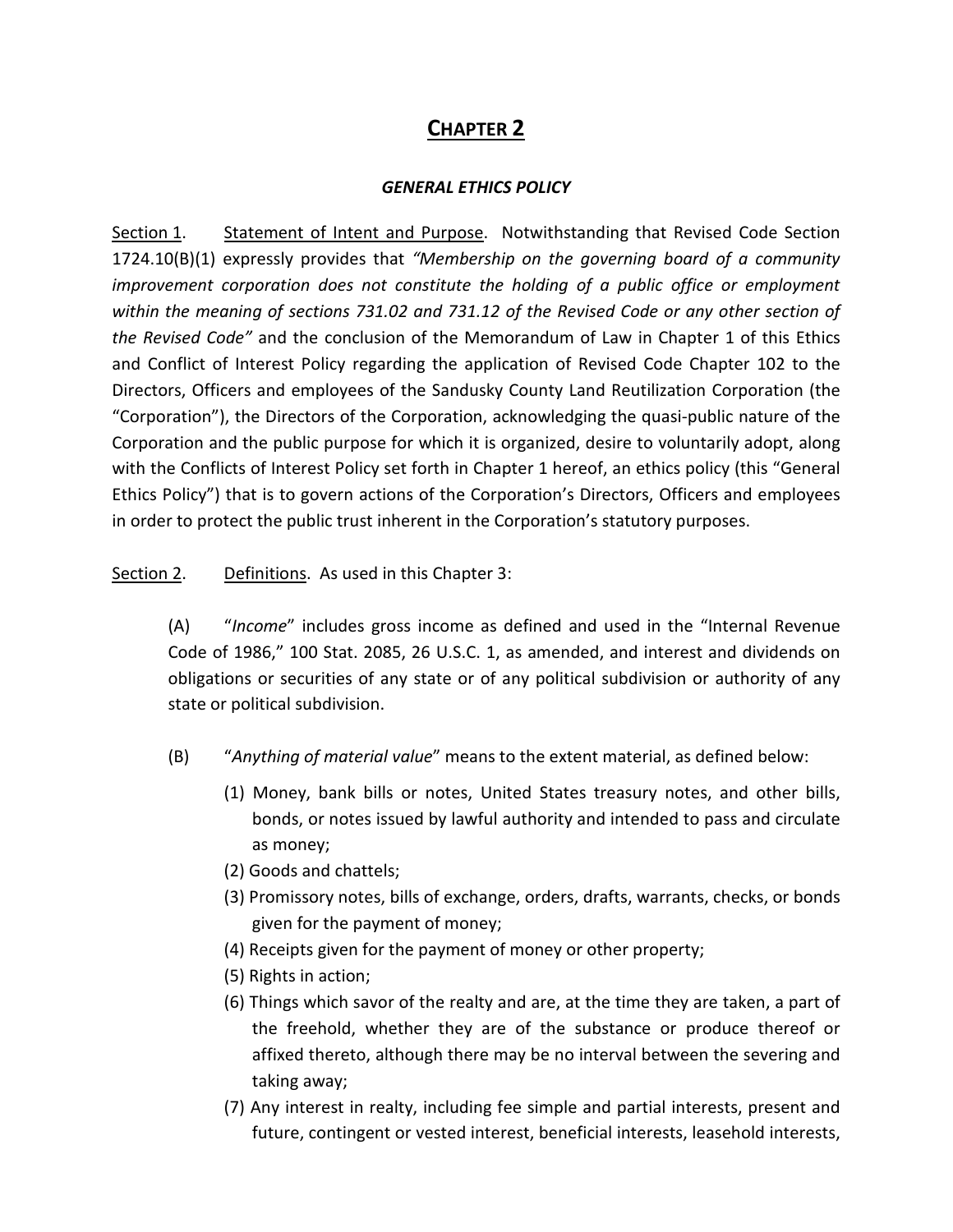# **CHAPTER 2**

### ***GENERAL ETHICS POLICY***

Section 1. Statement of Intent and Purpose. Notwithstanding that Revised Code Section 1724.10(B)(1) expressly provides that *"Membership on the governing board of a community improvement corporation does not constitute the holding of a public office or employment within the meaning of sections 731.02 and 731.12 of the Revised Code or any other section of the Revised Code"* and the conclusion of the Memorandum of Law in Chapter 1 of this Ethics and Conflict of Interest Policy regarding the application of Revised Code Chapter 102 to the Directors, Officers and employees of the Sandusky County Land Reutilization Corporation (the "Corporation"), the Directors of the Corporation, acknowledging the quasi-public nature of the Corporation and the public purpose for which it is organized, desire to voluntarily adopt, along with the Conflicts of Interest Policy set forth in Chapter 1 hereof, an ethics policy (this "General Ethics Policy") that is to govern actions of the Corporation's Directors, Officers and employees in order to protect the public trust inherent in the Corporation's statutory purposes.

Section 2. Definitions. As used in this Chapter 3:

(A) "*Income*" includes gross income as defined and used in the "Internal Revenue Code of 1986," 100 Stat. 2085, 26 U.S.C. 1, as amended, and interest and dividends on obligations or securities of any state or of any political subdivision or authority of any state or political subdivision.

(B) "*Anything of material value*" means to the extent material, as defined below:

(1) Money, bank bills or notes, United States treasury notes, and other bills, bonds, or notes issued by lawful authority and intended to pass and circulate as money;
(2) Goods and chattels;
(3) Promissory notes, bills of exchange, orders, drafts, warrants, checks, or bonds given for the payment of money;
(4) Receipts given for the payment of money or other property;
(5) Rights in action;
(6) Things which savor of the realty and are, at the time they are taken, a part of the freehold, whether they are of the substance or produce thereof or affixed thereto, although there may be no interval between the severing and taking away;
(7) Any interest in realty, including fee simple and partial interests, present and future, contingent or vested interest, beneficial interests, leasehold interests,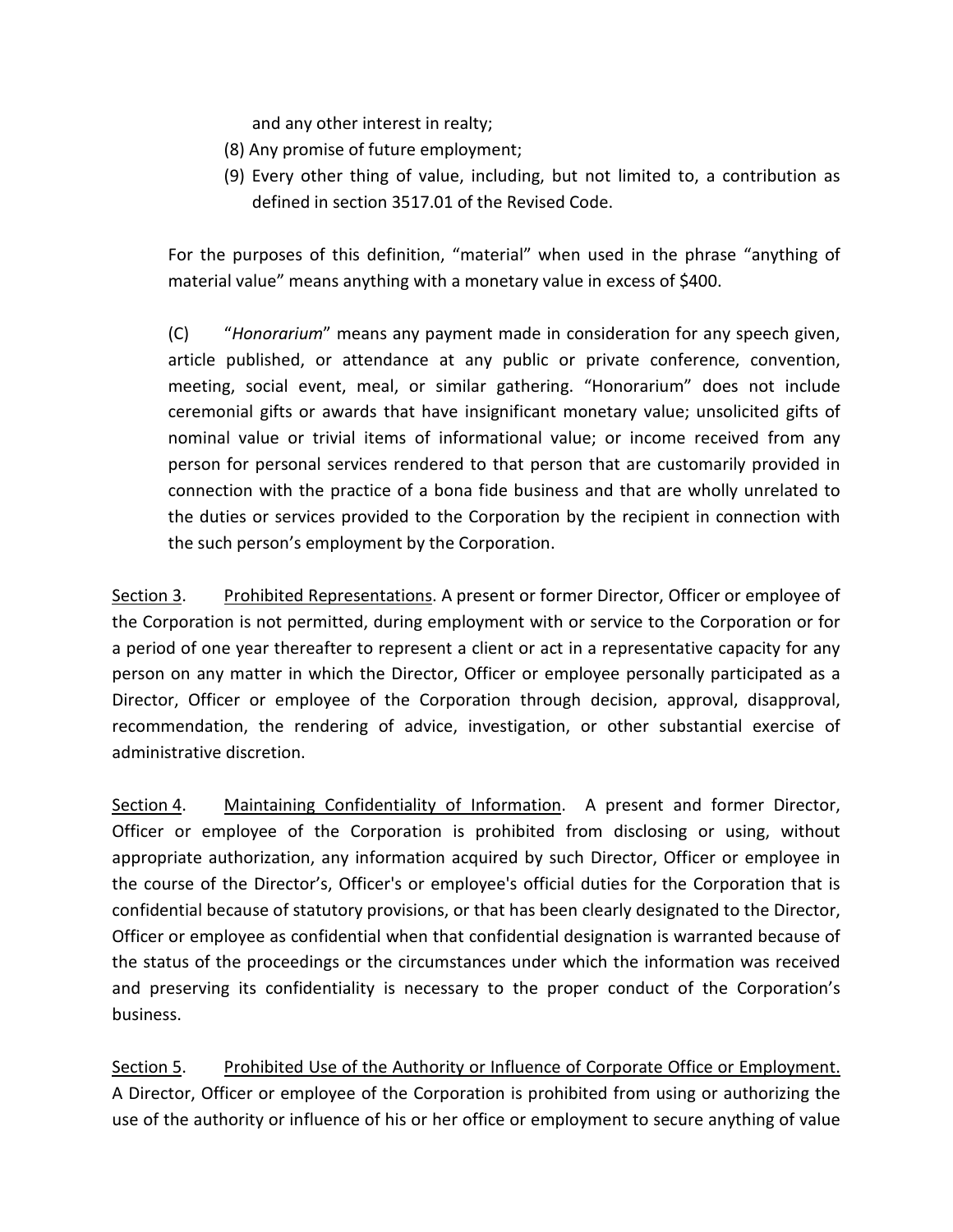and any other interest in realty;

(8) Any promise of future employment;

(9) Every other thing of value, including, but not limited to, a contribution as defined in section 3517.01 of the Revised Code.

For the purposes of this definition, "material" when used in the phrase "anything of material value" means anything with a monetary value in excess of $400.

(C) "*Honorarium*" means any payment made in consideration for any speech given, article published, or attendance at any public or private conference, convention, meeting, social event, meal, or similar gathering. "Honorarium" does not include ceremonial gifts or awards that have insignificant monetary value; unsolicited gifts of nominal value or trivial items of informational value; or income received from any person for personal services rendered to that person that are customarily provided in connection with the practice of a bona fide business and that are wholly unrelated to the duties or services provided to the Corporation by the recipient in connection with the such person's employment by the Corporation.

<u>Section 3</u>. <u>Prohibited Representations</u>. A present or former Director, Officer or employee of the Corporation is not permitted, during employment with or service to the Corporation or for a period of one year thereafter to represent a client or act in a representative capacity for any person on any matter in which the Director, Officer or employee personally participated as a Director, Officer or employee of the Corporation through decision, approval, disapproval, recommendation, the rendering of advice, investigation, or other substantial exercise of administrative discretion.

<u>Section 4</u>. <u>Maintaining Confidentiality of Information</u>. A present and former Director, Officer or employee of the Corporation is prohibited from disclosing or using, without appropriate authorization, any information acquired by such Director, Officer or employee in the course of the Director's, Officer's or employee's official duties for the Corporation that is confidential because of statutory provisions, or that has been clearly designated to the Director, Officer or employee as confidential when that confidential designation is warranted because of the status of the proceedings or the circumstances under which the information was received and preserving its confidentiality is necessary to the proper conduct of the Corporation's business.

<u>Section 5</u>. <u>Prohibited Use of the Authority or Influence of Corporate Office or Employment.</u> A Director, Officer or employee of the Corporation is prohibited from using or authorizing the use of the authority or influence of his or her office or employment to secure anything of value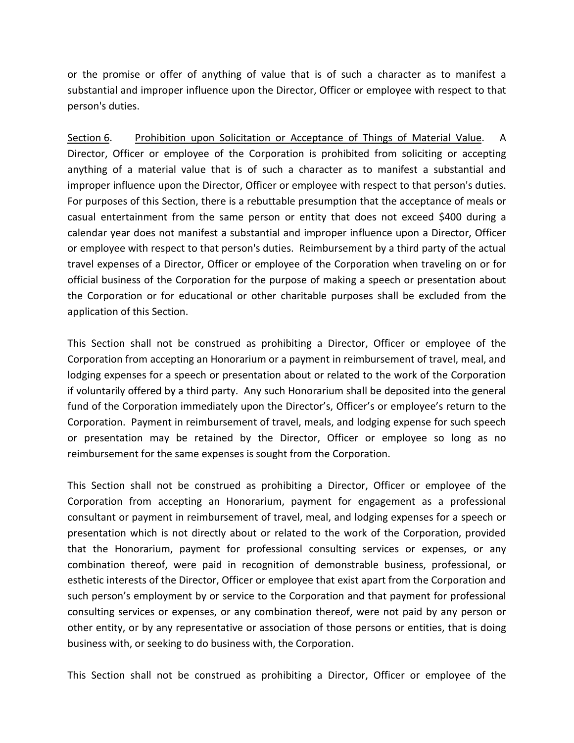or the promise or offer of anything of value that is of such a character as to manifest a substantial and improper influence upon the Director, Officer or employee with respect to that person's duties.

Section 6. Prohibition upon Solicitation or Acceptance of Things of Material Value. A Director, Officer or employee of the Corporation is prohibited from soliciting or accepting anything of a material value that is of such a character as to manifest a substantial and improper influence upon the Director, Officer or employee with respect to that person's duties. For purposes of this Section, there is a rebuttable presumption that the acceptance of meals or casual entertainment from the same person or entity that does not exceed $400 during a calendar year does not manifest a substantial and improper influence upon a Director, Officer or employee with respect to that person's duties. Reimbursement by a third party of the actual travel expenses of a Director, Officer or employee of the Corporation when traveling on or for official business of the Corporation for the purpose of making a speech or presentation about the Corporation or for educational or other charitable purposes shall be excluded from the application of this Section.

This Section shall not be construed as prohibiting a Director, Officer or employee of the Corporation from accepting an Honorarium or a payment in reimbursement of travel, meal, and lodging expenses for a speech or presentation about or related to the work of the Corporation if voluntarily offered by a third party. Any such Honorarium shall be deposited into the general fund of the Corporation immediately upon the Director's, Officer's or employee's return to the Corporation. Payment in reimbursement of travel, meals, and lodging expense for such speech or presentation may be retained by the Director, Officer or employee so long as no reimbursement for the same expenses is sought from the Corporation.

This Section shall not be construed as prohibiting a Director, Officer or employee of the Corporation from accepting an Honorarium, payment for engagement as a professional consultant or payment in reimbursement of travel, meal, and lodging expenses for a speech or presentation which is not directly about or related to the work of the Corporation, provided that the Honorarium, payment for professional consulting services or expenses, or any combination thereof, were paid in recognition of demonstrable business, professional, or esthetic interests of the Director, Officer or employee that exist apart from the Corporation and such person's employment by or service to the Corporation and that payment for professional consulting services or expenses, or any combination thereof, were not paid by any person or other entity, or by any representative or association of those persons or entities, that is doing business with, or seeking to do business with, the Corporation.

This Section shall not be construed as prohibiting a Director, Officer or employee of the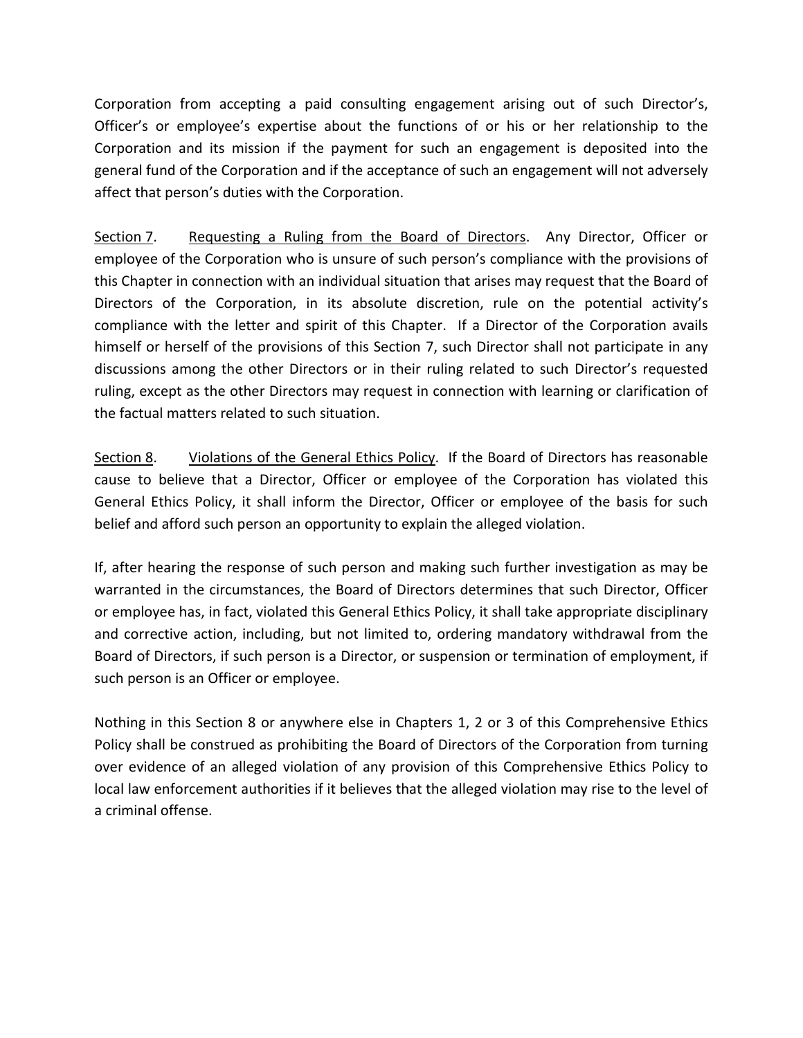Corporation from accepting a paid consulting engagement arising out of such Director's, Officer's or employee's expertise about the functions of or his or her relationship to the Corporation and its mission if the payment for such an engagement is deposited into the general fund of the Corporation and if the acceptance of such an engagement will not adversely affect that person's duties with the Corporation.

<u>Section 7</u>. <u>Requesting a Ruling from the Board of Directors</u>. Any Director, Officer or employee of the Corporation who is unsure of such person's compliance with the provisions of this Chapter in connection with an individual situation that arises may request that the Board of Directors of the Corporation, in its absolute discretion, rule on the potential activity's compliance with the letter and spirit of this Chapter. If a Director of the Corporation avails himself or herself of the provisions of this Section 7, such Director shall not participate in any discussions among the other Directors or in their ruling related to such Director's requested ruling, except as the other Directors may request in connection with learning or clarification of the factual matters related to such situation.

<u>Section 8</u>. <u>Violations of the General Ethics Policy</u>. If the Board of Directors has reasonable cause to believe that a Director, Officer or employee of the Corporation has violated this General Ethics Policy, it shall inform the Director, Officer or employee of the basis for such belief and afford such person an opportunity to explain the alleged violation.

If, after hearing the response of such person and making such further investigation as may be warranted in the circumstances, the Board of Directors determines that such Director, Officer or employee has, in fact, violated this General Ethics Policy, it shall take appropriate disciplinary and corrective action, including, but not limited to, ordering mandatory withdrawal from the Board of Directors, if such person is a Director, or suspension or termination of employment, if such person is an Officer or employee.

Nothing in this Section 8 or anywhere else in Chapters 1, 2 or 3 of this Comprehensive Ethics Policy shall be construed as prohibiting the Board of Directors of the Corporation from turning over evidence of an alleged violation of any provision of this Comprehensive Ethics Policy to local law enforcement authorities if it believes that the alleged violation may rise to the level of a criminal offense.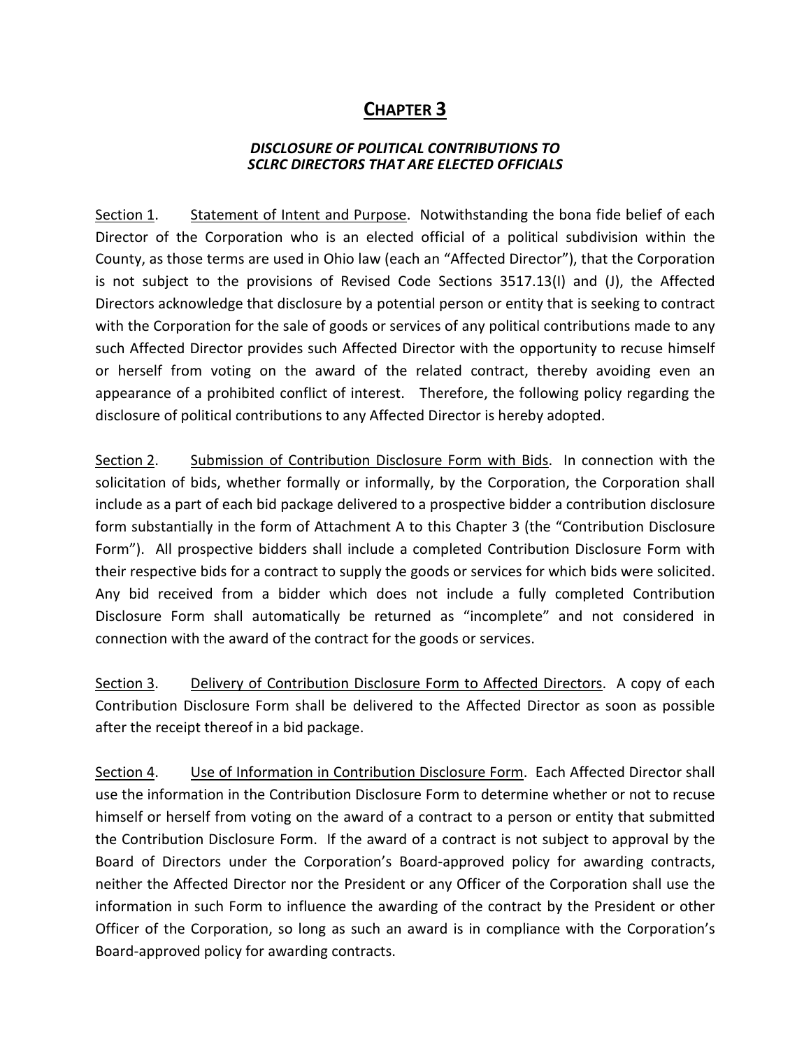# CHAPTER 3

***DISCLOSURE OF POLITICAL CONTRIBUTIONS TO SCLRC DIRECTORS THAT ARE ELECTED OFFICIALS***

Section 1. Statement of Intent and Purpose. Notwithstanding the bona fide belief of each Director of the Corporation who is an elected official of a political subdivision within the County, as those terms are used in Ohio law (each an "Affected Director"), that the Corporation is not subject to the provisions of Revised Code Sections 3517.13(I) and (J), the Affected Directors acknowledge that disclosure by a potential person or entity that is seeking to contract with the Corporation for the sale of goods or services of any political contributions made to any such Affected Director provides such Affected Director with the opportunity to recuse himself or herself from voting on the award of the related contract, thereby avoiding even an appearance of a prohibited conflict of interest. Therefore, the following policy regarding the disclosure of political contributions to any Affected Director is hereby adopted.

Section 2. Submission of Contribution Disclosure Form with Bids. In connection with the solicitation of bids, whether formally or informally, by the Corporation, the Corporation shall include as a part of each bid package delivered to a prospective bidder a contribution disclosure form substantially in the form of Attachment A to this Chapter 3 (the "Contribution Disclosure Form"). All prospective bidders shall include a completed Contribution Disclosure Form with their respective bids for a contract to supply the goods or services for which bids were solicited. Any bid received from a bidder which does not include a fully completed Contribution Disclosure Form shall automatically be returned as "incomplete" and not considered in connection with the award of the contract for the goods or services.

Section 3. Delivery of Contribution Disclosure Form to Affected Directors. A copy of each Contribution Disclosure Form shall be delivered to the Affected Director as soon as possible after the receipt thereof in a bid package.

Section 4. Use of Information in Contribution Disclosure Form. Each Affected Director shall use the information in the Contribution Disclosure Form to determine whether or not to recuse himself or herself from voting on the award of a contract to a person or entity that submitted the Contribution Disclosure Form. If the award of a contract is not subject to approval by the Board of Directors under the Corporation's Board-approved policy for awarding contracts, neither the Affected Director nor the President or any Officer of the Corporation shall use the information in such Form to influence the awarding of the contract by the President or other Officer of the Corporation, so long as such an award is in compliance with the Corporation's Board-approved policy for awarding contracts.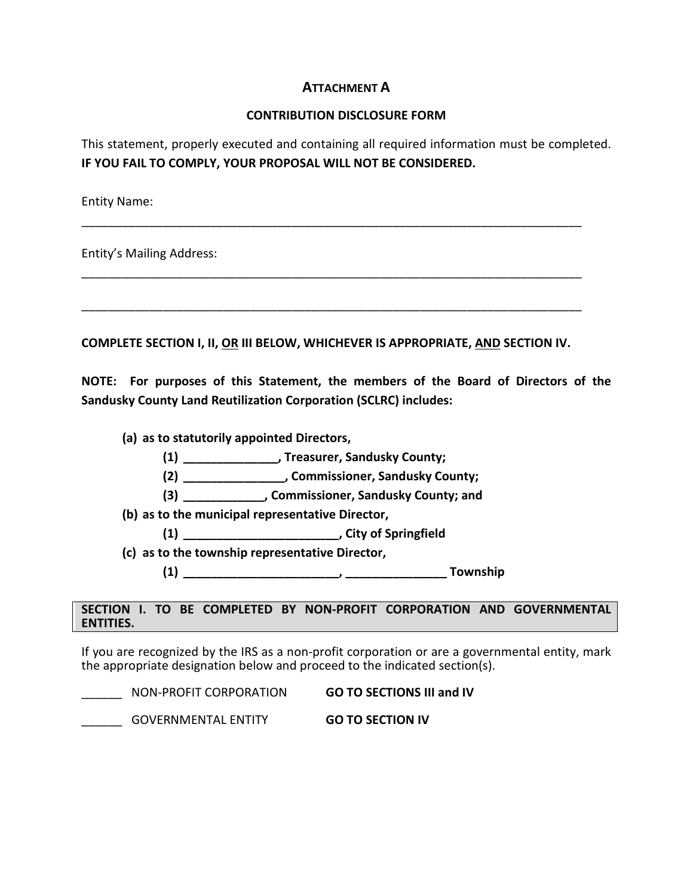## ATTACHMENT A

### CONTRIBUTION DISCLOSURE FORM

This statement, properly executed and containing all required information must be completed. **IF YOU FAIL TO COMPLY, YOUR PROPOSAL WILL NOT BE CONSIDERED.**

Entity Name:

_______________________________________________________________________________

Entity's Mailing Address:

_______________________________________________________________________________

_______________________________________________________________________________

**COMPLETE SECTION I, II, <u>OR</u> III BELOW, WHICHEVER IS APPROPRIATE, <u>AND</u> SECTION IV.**

**NOTE: For purposes of this Statement, the members of the Board of Directors of the Sandusky County Land Reutilization Corporation (SCLRC) includes:**

- **(a) as to statutorily appointed Directors,**
  - **(1) ______________, Treasurer, Sandusky County;**
  - **(2) _______________, Commissioner, Sandusky County;**
  - **(3) ____________, Commissioner, Sandusky County; and**
- **(b) as to the municipal representative Director,**
  - **(1) _______________________, City of Springfield**
- **(c) as to the township representative Director,**
  - **(1) _______________________, _______________ Township**

**SECTION I. TO BE COMPLETED BY NON-PROFIT CORPORATION AND GOVERNMENTAL ENTITIES.**

If you are recognized by the IRS as a non-profit corporation or are a governmental entity, mark the appropriate designation below and proceed to the indicated section(s).

______ NON-PROFIT CORPORATION **GO TO SECTIONS III and IV**

______ GOVERNMENTAL ENTITY **GO TO SECTION IV**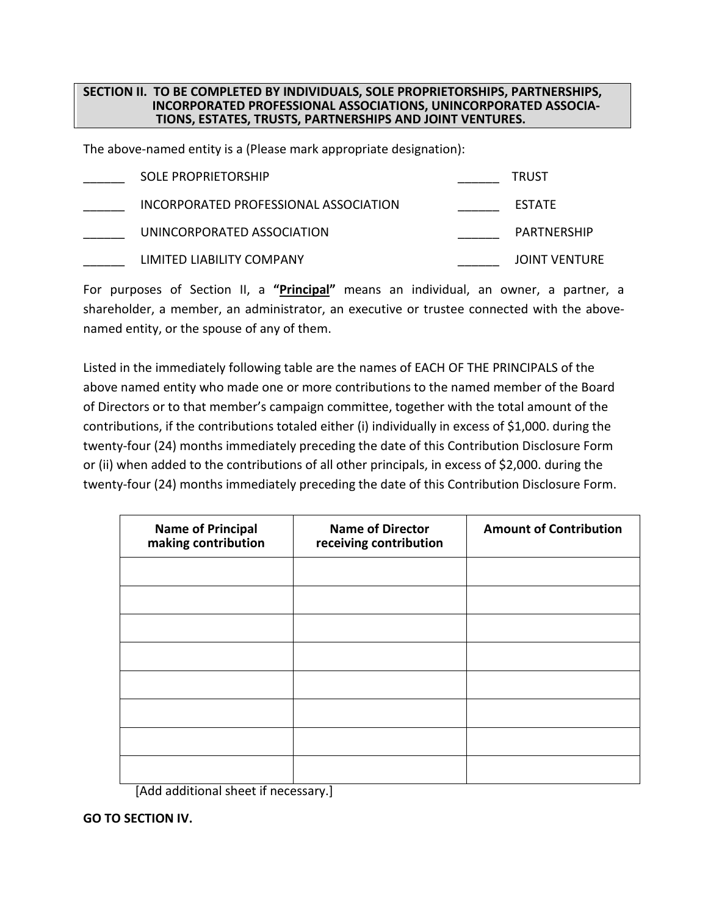## SECTION II. TO BE COMPLETED BY INDIVIDUALS, SOLE PROPRIETORSHIPS, PARTNERSHIPS, INCORPORATED PROFESSIONAL ASSOCIATIONS, UNINCORPORATED ASSOCIATIONS, ESTATES, TRUSTS, PARTNERSHIPS AND JOINT VENTURES.

The above-named entity is a (Please mark appropriate designation):

______ SOLE PROPRIETORSHIP

______ INCORPORATED PROFESSIONAL ASSOCIATION

______ UNINCORPORATED ASSOCIATION

______ LIMITED LIABILITY COMPANY

______ TRUST

______ ESTATE

______ PARTNERSHIP

______ JOINT VENTURE

For purposes of Section II, a **"Principal"** means an individual, an owner, a partner, a shareholder, a member, an administrator, an executive or trustee connected with the above-named entity, or the spouse of any of them.

Listed in the immediately following table are the names of EACH OF THE PRINCIPALS of the above named entity who made one or more contributions to the named member of the Board of Directors or to that member's campaign committee, together with the total amount of the contributions, if the contributions totaled either (i) individually in excess of $1,000. during the twenty-four (24) months immediately preceding the date of this Contribution Disclosure Form or (ii) when added to the contributions of all other principals, in excess of $2,000. during the twenty-four (24) months immediately preceding the date of this Contribution Disclosure Form.

| Name of Principal making contribution | Name of Director receiving contribution | Amount of Contribution |
|---|---|---|
| | | |
| | | |
| | | |
| | | |
| | | |
| | | |
| | | |
| | | |

[Add additional sheet if necessary.]

**GO TO SECTION IV.**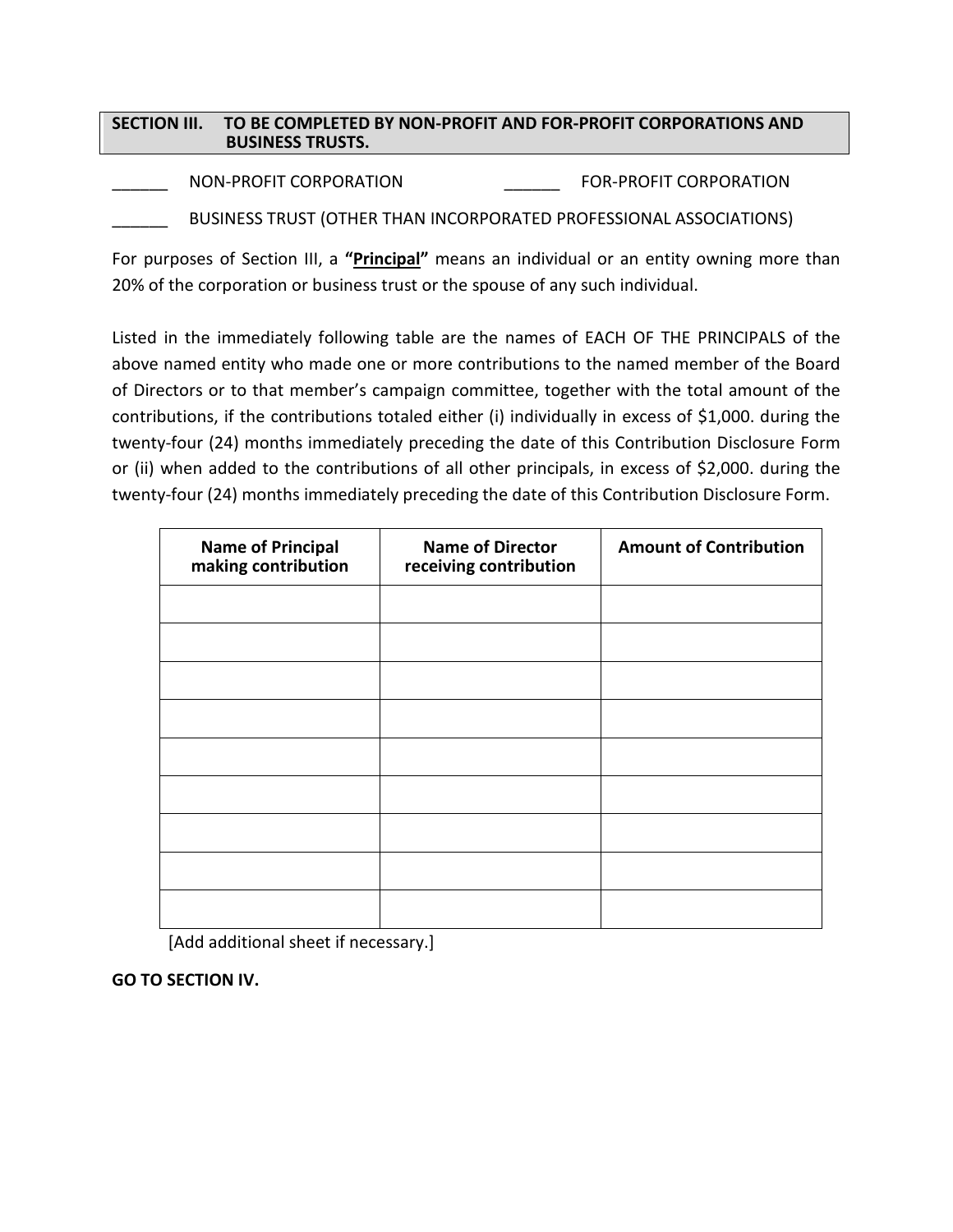## SECTION III. TO BE COMPLETED BY NON-PROFIT AND FOR-PROFIT CORPORATIONS AND BUSINESS TRUSTS.

______ NON-PROFIT CORPORATION ______ FOR-PROFIT CORPORATION

______ BUSINESS TRUST (OTHER THAN INCORPORATED PROFESSIONAL ASSOCIATIONS)

For purposes of Section III, a **"Principal"** means an individual or an entity owning more than 20% of the corporation or business trust or the spouse of any such individual.

Listed in the immediately following table are the names of EACH OF THE PRINCIPALS of the above named entity who made one or more contributions to the named member of the Board of Directors or to that member's campaign committee, together with the total amount of the contributions, if the contributions totaled either (i) individually in excess of $1,000. during the twenty-four (24) months immediately preceding the date of this Contribution Disclosure Form or (ii) when added to the contributions of all other principals, in excess of $2,000. during the twenty-four (24) months immediately preceding the date of this Contribution Disclosure Form.

| Name of Principal making contribution | Name of Director receiving contribution | Amount of Contribution |
|---|---|---|
| | | |
| | | |
| | | |
| | | |
| | | |
| | | |
| | | |
| | | |
| | | |

[Add additional sheet if necessary.]

**GO TO SECTION IV.**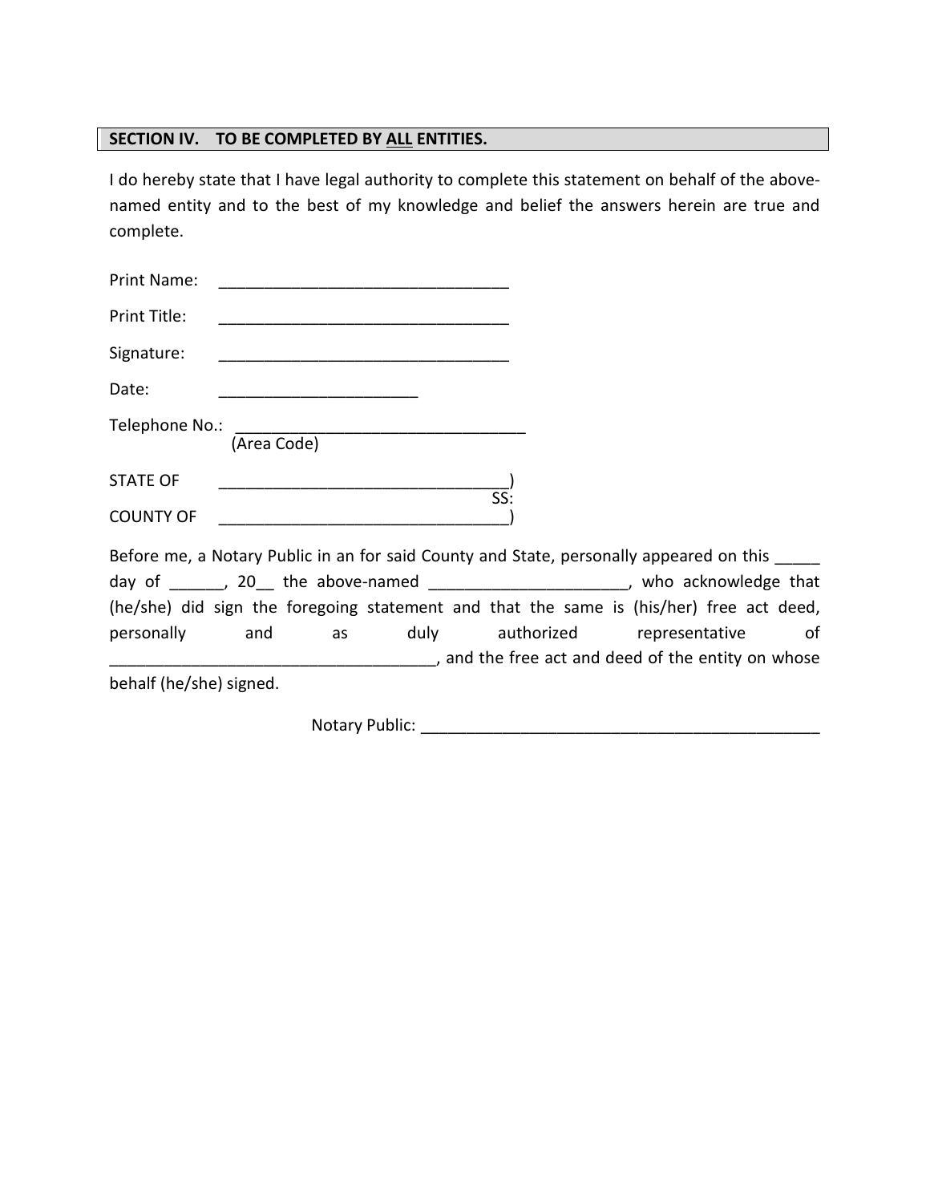## SECTION IV. TO BE COMPLETED BY ALL ENTITIES.

I do hereby state that I have legal authority to complete this statement on behalf of the above-named entity and to the best of my knowledge and belief the answers herein are true and complete.

Print Name: ________________________________

Print Title: ________________________________

Signature: ________________________________

Date: ______________________

Telephone No.: ________________________________
(Area Code)

STATE OF ________________________________)
SS:
COUNTY OF ________________________________)

Before me, a Notary Public in an for said County and State, personally appeared on this _____ day of ______, 20__ the above-named _____________________, who acknowledge that (he/she) did sign the foregoing statement and that the same is (his/her) free act deed, personally and as duly authorized representative of ___________________________________, and the free act and deed of the entity on whose behalf (he/she) signed.

Notary Public: ______________________________________________